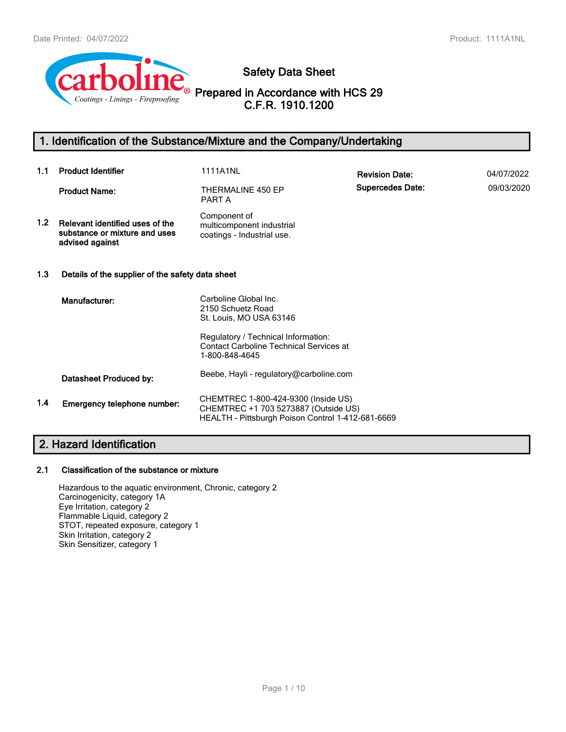# Safety Data Sheet

## Prepared in Accordance with HCS 29 C.F.R. 1910.1200

## 1. Identification of the Substance/Mixture and the Company/Undertaking

| | | | | |
|---|---|---|---|---|
| **1.1** | **Product Identifier** | 1111A1NL | **Revision Date:** | 04/07/2022 |
| | **Product Name:** | THERMALINE 450 EP PART A | **Supercedes Date:** | 09/03/2020 |
| **1.2** | **Relevant identified uses of the substance or mixture and uses advised against** | Component of multicomponent industrial coatings - Industrial use. | | |

**1.3 Details of the supplier of the safety data sheet**

**Manufacturer:**
Carboline Global Inc.
2150 Schuetz Road
St. Louis, MO USA 63146

Regulatory / Technical Information:
Contact Carboline Technical Services at 1-800-848-4645

**Datasheet Produced by:** Beebe, Hayli - regulatory@carboline.com

**1.4 Emergency telephone number:**
CHEMTREC 1-800-424-9300 (Inside US)
CHEMTREC +1 703 5273887 (Outside US)
HEALTH - Pittsburgh Poison Control 1-412-681-6669

## 2. Hazard Identification

### 2.1 Classification of the substance or mixture

Hazardous to the aquatic environment, Chronic, category 2
Carcinogenicity, category 1A
Eye Irritation, category 2
Flammable Liquid, category 2
STOT, repeated exposure, category 1
Skin Irritation, category 2
Skin Sensitizer, category 1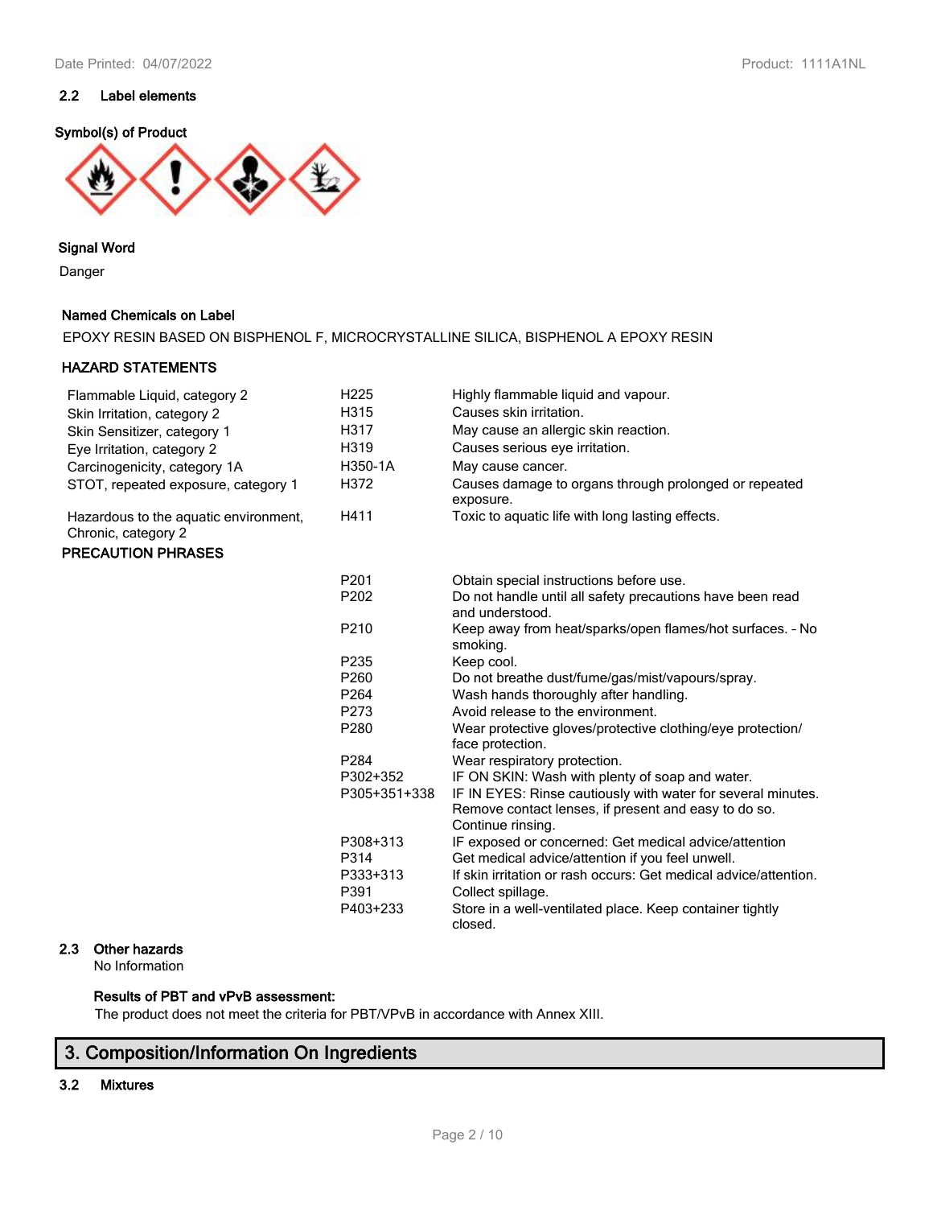### 2.2 Label elements

**Symbol(s) of Product**

**Signal Word**

Danger

**Named Chemicals on Label**

EPOXY RESIN BASED ON BISPHENOL F, MICROCRYSTALLINE SILICA, BISPHENOL A EPOXY RESIN

**HAZARD STATEMENTS**

| | | |
|---|---|---|
| Flammable Liquid, category 2 | H225 | Highly flammable liquid and vapour. |
| Skin Irritation, category 2 | H315 | Causes skin irritation. |
| Skin Sensitizer, category 1 | H317 | May cause an allergic skin reaction. |
| Eye Irritation, category 2 | H319 | Causes serious eye irritation. |
| Carcinogenicity, category 1A | H350-1A | May cause cancer. |
| STOT, repeated exposure, category 1 | H372 | Causes damage to organs through prolonged or repeated exposure. |
| Hazardous to the aquatic environment, Chronic, category 2 | H411 | Toxic to aquatic life with long lasting effects. |

**PRECAUTION PHRASES**

| | |
|---|---|
| P201 | Obtain special instructions before use. |
| P202 | Do not handle until all safety precautions have been read and understood. |
| P210 | Keep away from heat/sparks/open flames/hot surfaces. - No smoking. |
| P235 | Keep cool. |
| P260 | Do not breathe dust/fume/gas/mist/vapours/spray. |
| P264 | Wash hands thoroughly after handling. |
| P273 | Avoid release to the environment. |
| P280 | Wear protective gloves/protective clothing/eye protection/ face protection. |
| P284 | Wear respiratory protection. |
| P302+352 | IF ON SKIN: Wash with plenty of soap and water. |
| P305+351+338 | IF IN EYES: Rinse cautiously with water for several minutes. Remove contact lenses, if present and easy to do so. Continue rinsing. |
| P308+313 | IF exposed or concerned: Get medical advice/attention |
| P314 | Get medical advice/attention if you feel unwell. |
| P333+313 | If skin irritation or rash occurs: Get medical advice/attention. |
| P391 | Collect spillage. |
| P403+233 | Store in a well-ventilated place. Keep container tightly closed. |

### 2.3 Other hazards

No Information

**Results of PBT and vPvB assessment:**

The product does not meet the criteria for PBT/VPvB in accordance with Annex XIII.

## 3. Composition/Information On Ingredients

### 3.2 Mixtures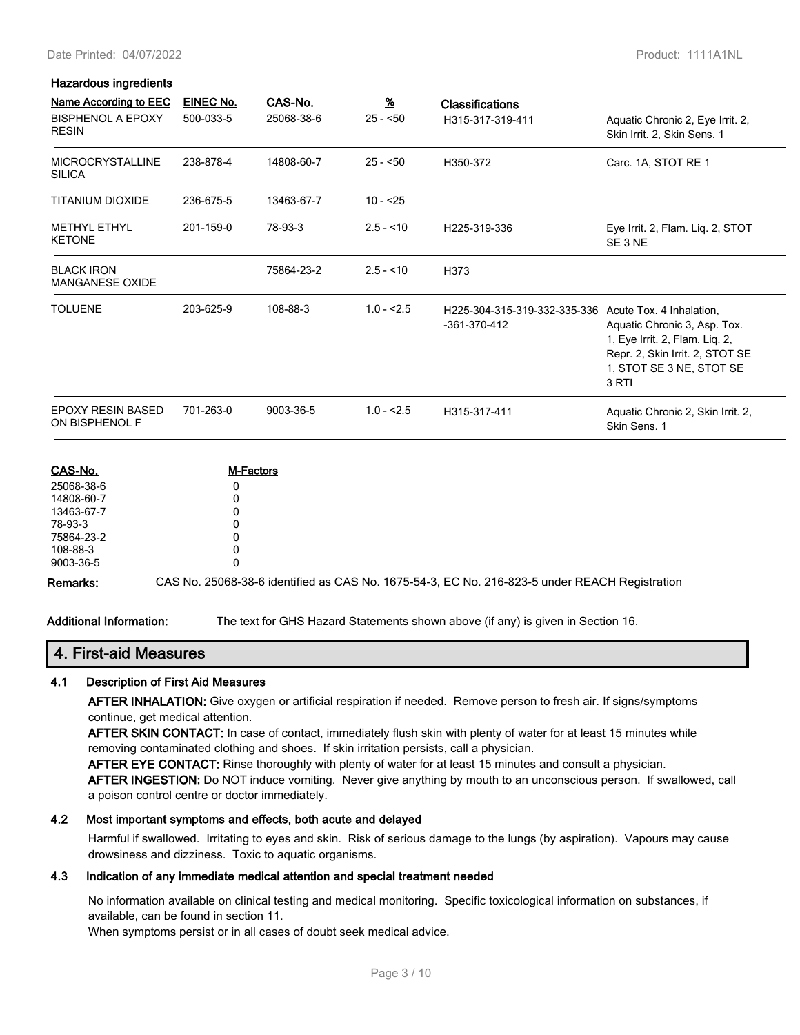### Hazardous ingredients

| Name According to EEC | EINEC No. | CAS-No. | % | Classifications | |
|---|---|---|---|---|---|
| BISPHENOL A EPOXY RESIN | 500-033-5 | 25068-38-6 | 25 - <50 | H315-317-319-411 | Aquatic Chronic 2, Eye Irrit. 2, Skin Irrit. 2, Skin Sens. 1 |
| MICROCRYSTALLINE SILICA | 238-878-4 | 14808-60-7 | 25 - <50 | H350-372 | Carc. 1A, STOT RE 1 |
| TITANIUM DIOXIDE | 236-675-5 | 13463-67-7 | 10 - <25 | | |
| METHYL ETHYL KETONE | 201-159-0 | 78-93-3 | 2.5 - <10 | H225-319-336 | Eye Irrit. 2, Flam. Liq. 2, STOT SE 3 NE |
| BLACK IRON MANGANESE OXIDE | | 75864-23-2 | 2.5 - <10 | H373 | |
| TOLUENE | 203-625-9 | 108-88-3 | 1.0 - <2.5 | H225-304-315-319-332-335-336-361-370-412 | Acute Tox. 4 Inhalation, Aquatic Chronic 3, Asp. Tox. 1, Eye Irrit. 2, Flam. Liq. 2, Repr. 2, Skin Irrit. 2, STOT SE 1, STOT SE 3 NE, STOT SE 3 RTI |
| EPOXY RESIN BASED ON BISPHENOL F | 701-263-0 | 9003-36-5 | 1.0 - <2.5 | H315-317-411 | Aquatic Chronic 2, Skin Irrit. 2, Skin Sens. 1 |

| CAS-No. | M-Factors |
|---|---|
| 25068-38-6 | 0 |
| 14808-60-7 | 0 |
| 13463-67-7 | 0 |
| 78-93-3 | 0 |
| 75864-23-2 | 0 |
| 108-88-3 | 0 |
| 9003-36-5 | 0 |

**Remarks:** CAS No. 25068-38-6 identified as CAS No. 1675-54-3, EC No. 216-823-5 under REACH Registration

**Additional Information:** The text for GHS Hazard Statements shown above (if any) is given in Section 16.

## 4. First-aid Measures

### 4.1 Description of First Aid Measures

**AFTER INHALATION:** Give oxygen or artificial respiration if needed. Remove person to fresh air. If signs/symptoms continue, get medical attention.

**AFTER SKIN CONTACT:** In case of contact, immediately flush skin with plenty of water for at least 15 minutes while removing contaminated clothing and shoes. If skin irritation persists, call a physician.

**AFTER EYE CONTACT:** Rinse thoroughly with plenty of water for at least 15 minutes and consult a physician.

**AFTER INGESTION:** Do NOT induce vomiting. Never give anything by mouth to an unconscious person. If swallowed, call a poison control centre or doctor immediately.

### 4.2 Most important symptoms and effects, both acute and delayed

Harmful if swallowed. Irritating to eyes and skin. Risk of serious damage to the lungs (by aspiration). Vapours may cause drowsiness and dizziness. Toxic to aquatic organisms.

### 4.3 Indication of any immediate medical attention and special treatment needed

No information available on clinical testing and medical monitoring. Specific toxicological information on substances, if available, can be found in section 11.

When symptoms persist or in all cases of doubt seek medical advice.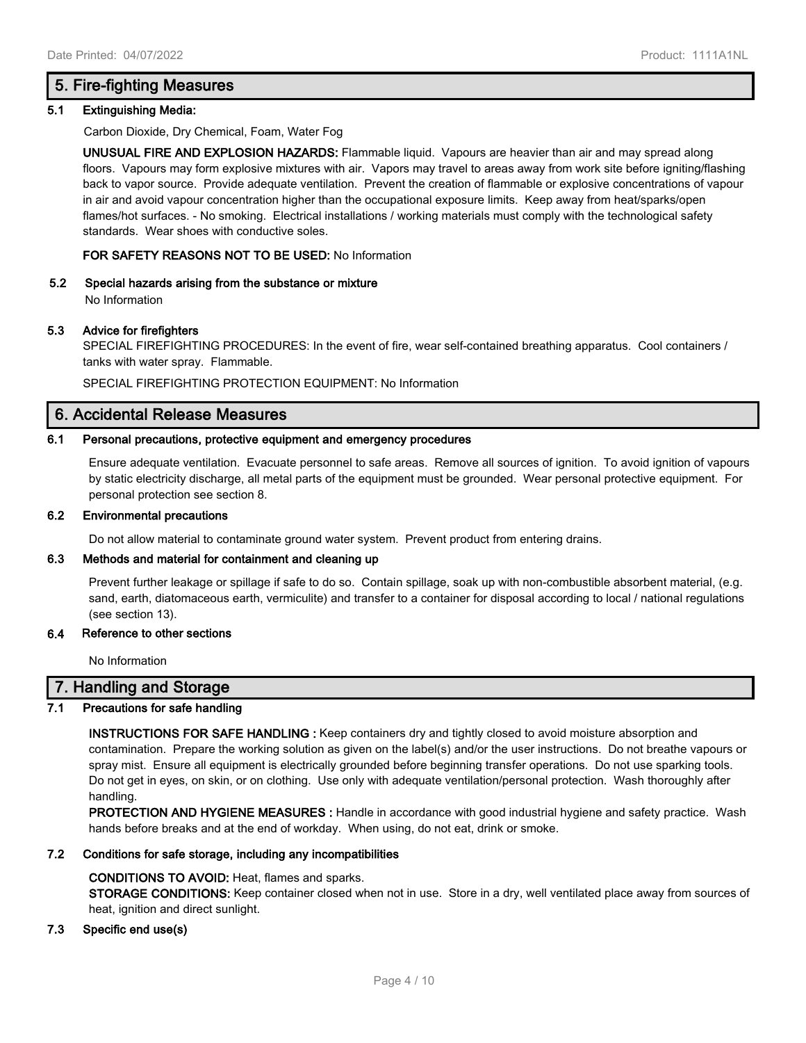## 5. Fire-fighting Measures

### 5.1 Extinguishing Media:

Carbon Dioxide, Dry Chemical, Foam, Water Fog

**UNUSUAL FIRE AND EXPLOSION HAZARDS:** Flammable liquid. Vapours are heavier than air and may spread along floors. Vapours may form explosive mixtures with air. Vapors may travel to areas away from work site before igniting/flashing back to vapor source. Provide adequate ventilation. Prevent the creation of flammable or explosive concentrations of vapour in air and avoid vapour concentration higher than the occupational exposure limits. Keep away from heat/sparks/open flames/hot surfaces. - No smoking. Electrical installations / working materials must comply with the technological safety standards. Wear shoes with conductive soles.

**FOR SAFETY REASONS NOT TO BE USED:** No Information

### 5.2 Special hazards arising from the substance or mixture

No Information

### 5.3 Advice for firefighters

SPECIAL FIREFIGHTING PROCEDURES: In the event of fire, wear self-contained breathing apparatus. Cool containers / tanks with water spray. Flammable.

SPECIAL FIREFIGHTING PROTECTION EQUIPMENT: No Information

## 6. Accidental Release Measures

### 6.1 Personal precautions, protective equipment and emergency procedures

Ensure adequate ventilation. Evacuate personnel to safe areas. Remove all sources of ignition. To avoid ignition of vapours by static electricity discharge, all metal parts of the equipment must be grounded. Wear personal protective equipment. For personal protection see section 8.

### 6.2 Environmental precautions

Do not allow material to contaminate ground water system. Prevent product from entering drains.

### 6.3 Methods and material for containment and cleaning up

Prevent further leakage or spillage if safe to do so. Contain spillage, soak up with non-combustible absorbent material, (e.g. sand, earth, diatomaceous earth, vermiculite) and transfer to a container for disposal according to local / national regulations (see section 13).

### 6.4 Reference to other sections

No Information

## 7. Handling and Storage

### 7.1 Precautions for safe handling

**INSTRUCTIONS FOR SAFE HANDLING :** Keep containers dry and tightly closed to avoid moisture absorption and contamination. Prepare the working solution as given on the label(s) and/or the user instructions. Do not breathe vapours or spray mist. Ensure all equipment is electrically grounded before beginning transfer operations. Do not use sparking tools. Do not get in eyes, on skin, or on clothing. Use only with adequate ventilation/personal protection. Wash thoroughly after handling.

**PROTECTION AND HYGIENE MEASURES :** Handle in accordance with good industrial hygiene and safety practice. Wash hands before breaks and at the end of workday. When using, do not eat, drink or smoke.

### 7.2 Conditions for safe storage, including any incompatibilities

**CONDITIONS TO AVOID:** Heat, flames and sparks.

**STORAGE CONDITIONS:** Keep container closed when not in use. Store in a dry, well ventilated place away from sources of heat, ignition and direct sunlight.

### 7.3 Specific end use(s)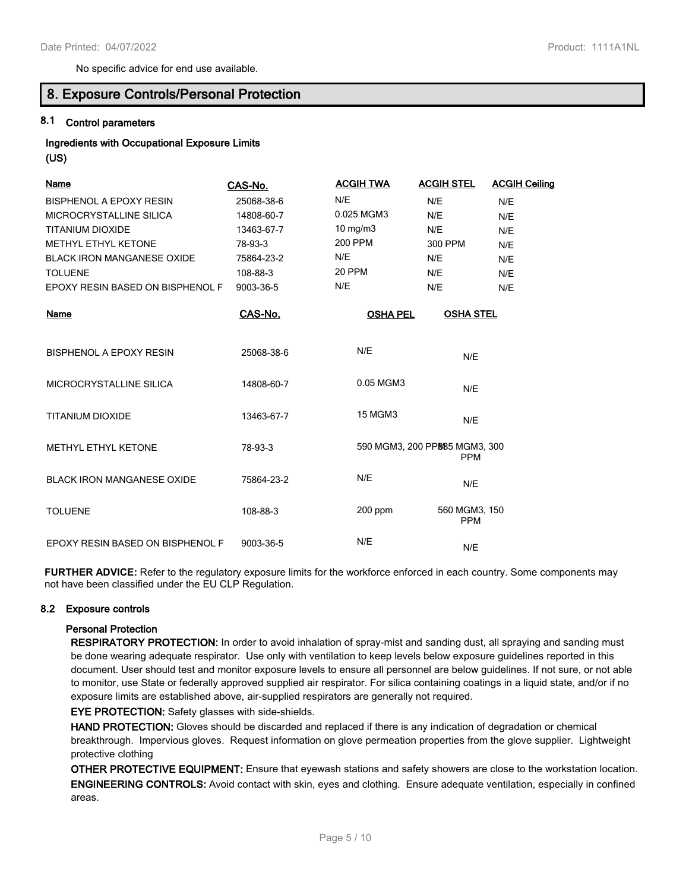No specific advice for end use available.

## 8. Exposure Controls/Personal Protection

### 8.1 Control parameters

**Ingredients with Occupational Exposure Limits (US)**

| Name | CAS-No. | ACGIH TWA | ACGIH STEL | ACGIH Ceiling |
|---|---|---|---|---|
| BISPHENOL A EPOXY RESIN | 25068-38-6 | N/E | N/E | N/E |
| MICROCRYSTALLINE SILICA | 14808-60-7 | 0.025 MGM3 | N/E | N/E |
| TITANIUM DIOXIDE | 13463-67-7 | 10 mg/m3 | N/E | N/E |
| METHYL ETHYL KETONE | 78-93-3 | 200 PPM | 300 PPM | N/E |
| BLACK IRON MANGANESE OXIDE | 75864-23-2 | N/E | N/E | N/E |
| TOLUENE | 108-88-3 | 20 PPM | N/E | N/E |
| EPOXY RESIN BASED ON BISPHENOL F | 9003-36-5 | N/E | N/E | N/E |

| Name | CAS-No. | OSHA PEL | OSHA STEL |
|---|---|---|---|
| BISPHENOL A EPOXY RESIN | 25068-38-6 | N/E | N/E |
| MICROCRYSTALLINE SILICA | 14808-60-7 | 0.05 MGM3 | N/E |
| TITANIUM DIOXIDE | 13463-67-7 | 15 MGM3 | N/E |
| METHYL ETHYL KETONE | 78-93-3 | 590 MGM3, 200 PPM | 885 MGM3, 300 PPM |
| BLACK IRON MANGANESE OXIDE | 75864-23-2 | N/E | N/E |
| TOLUENE | 108-88-3 | 200 ppm | 560 MGM3, 150 PPM |
| EPOXY RESIN BASED ON BISPHENOL F | 9003-36-5 | N/E | N/E |

**FURTHER ADVICE:** Refer to the regulatory exposure limits for the workforce enforced in each country. Some components may not have been classified under the EU CLP Regulation.

### 8.2 Exposure controls

**Personal Protection**

**RESPIRATORY PROTECTION:** In order to avoid inhalation of spray-mist and sanding dust, all spraying and sanding must be done wearing adequate respirator. Use only with ventilation to keep levels below exposure guidelines reported in this document. User should test and monitor exposure levels to ensure all personnel are below guidelines. If not sure, or not able to monitor, use State or federally approved supplied air respirator. For silica containing coatings in a liquid state, and/or if no exposure limits are established above, air-supplied respirators are generally not required.

**EYE PROTECTION:** Safety glasses with side-shields.

**HAND PROTECTION:** Gloves should be discarded and replaced if there is any indication of degradation or chemical breakthrough. Impervious gloves. Request information on glove permeation properties from the glove supplier. Lightweight protective clothing

**OTHER PROTECTIVE EQUIPMENT:** Ensure that eyewash stations and safety showers are close to the workstation location.

**ENGINEERING CONTROLS:** Avoid contact with skin, eyes and clothing. Ensure adequate ventilation, especially in confined areas.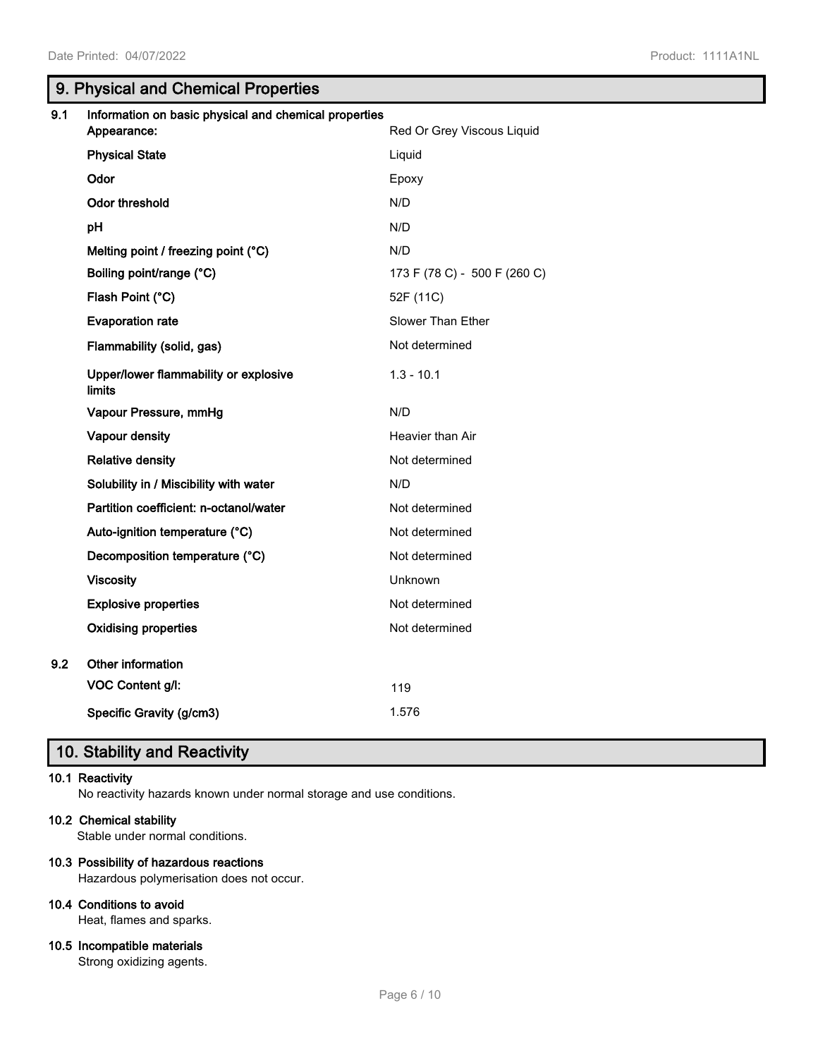## 9. Physical and Chemical Properties

**9.1 Information on basic physical and chemical properties**

| Property | Value |
|---|---|
| **Appearance:** | Red Or Grey Viscous Liquid |
| **Physical State** | Liquid |
| **Odor** | Epoxy |
| **Odor threshold** | N/D |
| **pH** | N/D |
| **Melting point / freezing point (°C)** | N/D |
| **Boiling point/range (°C)** | 173 F (78 C) - 500 F (260 C) |
| **Flash Point (°C)** | 52F (11C) |
| **Evaporation rate** | Slower Than Ether |
| **Flammability (solid, gas)** | Not determined |
| **Upper/lower flammability or explosive limits** | 1.3 - 10.1 |
| **Vapour Pressure, mmHg** | N/D |
| **Vapour density** | Heavier than Air |
| **Relative density** | Not determined |
| **Solubility in / Miscibility with water** | N/D |
| **Partition coefficient: n-octanol/water** | Not determined |
| **Auto-ignition temperature (°C)** | Not determined |
| **Decomposition temperature (°C)** | Not determined |
| **Viscosity** | Unknown |
| **Explosive properties** | Not determined |
| **Oxidising properties** | Not determined |

**9.2 Other information**

| Property | Value |
|---|---|
| **VOC Content g/l:** | 119 |
| **Specific Gravity (g/cm3)** | 1.576 |

## 10. Stability and Reactivity

**10.1 Reactivity**

No reactivity hazards known under normal storage and use conditions.

**10.2 Chemical stability**

Stable under normal conditions.

**10.3 Possibility of hazardous reactions**

Hazardous polymerisation does not occur.

**10.4 Conditions to avoid**

Heat, flames and sparks.

**10.5 Incompatible materials**

Strong oxidizing agents.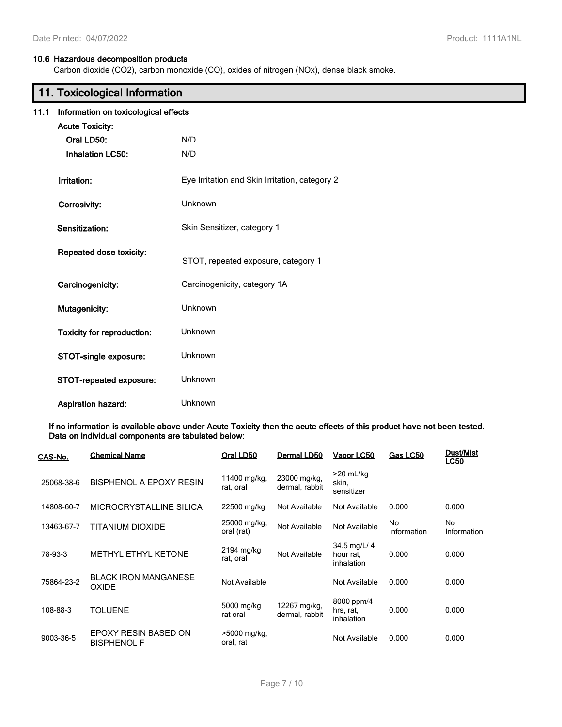### 10.6 Hazardous decomposition products

Carbon dioxide ($CO_2$), carbon monoxide (CO), oxides of nitrogen (NOx), dense black smoke.

## 11. Toxicological Information

### 11.1 Information on toxicological effects

**Acute Toxicity:**

**Oral LD50:** N/D

**Inhalation LC50:** N/D

**Irritation:** Eye Irritation and Skin Irritation, category 2

**Corrosivity:** Unknown

**Sensitization:** Skin Sensitizer, category 1

**Repeated dose toxicity:** STOT, repeated exposure, category 1

**Carcinogenicity:** Carcinogenicity, category 1A

**Mutagenicity:** Unknown

**Toxicity for reproduction:** Unknown

**STOT-single exposure:** Unknown

**STOT-repeated exposure:** Unknown

**Aspiration hazard:** Unknown

**If no information is available above under Acute Toxicity then the acute effects of this product have not been tested. Data on individual components are tabulated below:**

| CAS-No. | Chemical Name | Oral LD50 | Dermal LD50 | Vapor LC50 | Gas LC50 | Dust/Mist LC50 |
|---|---|---|---|---|---|---|
| 25068-38-6 | BISPHENOL A EPOXY RESIN | 11400 mg/kg, rat, oral | 23000 mg/kg, dermal, rabbit | >20 mL/kg skin, sensitizer | | |
| 14808-60-7 | MICROCRYSTALLINE SILICA | 22500 mg/kg | Not Available | Not Available | 0.000 | 0.000 |
| 13463-67-7 | TITANIUM DIOXIDE | 25000 mg/kg, oral (rat) | Not Available | Not Available | No Information | No Information |
| 78-93-3 | METHYL ETHYL KETONE | 2194 mg/kg rat, oral | Not Available | 34.5 mg/L/ 4 hour rat, inhalation | 0.000 | 0.000 |
| 75864-23-2 | BLACK IRON MANGANESE OXIDE | Not Available | | Not Available | 0.000 | 0.000 |
| 108-88-3 | TOLUENE | 5000 mg/kg rat oral | 12267 mg/kg, dermal, rabbit | 8000 ppm/4 hrs, rat, inhalation | 0.000 | 0.000 |
| 9003-36-5 | EPOXY RESIN BASED ON BISPHENOL F | >5000 mg/kg, oral, rat | | Not Available | 0.000 | 0.000 |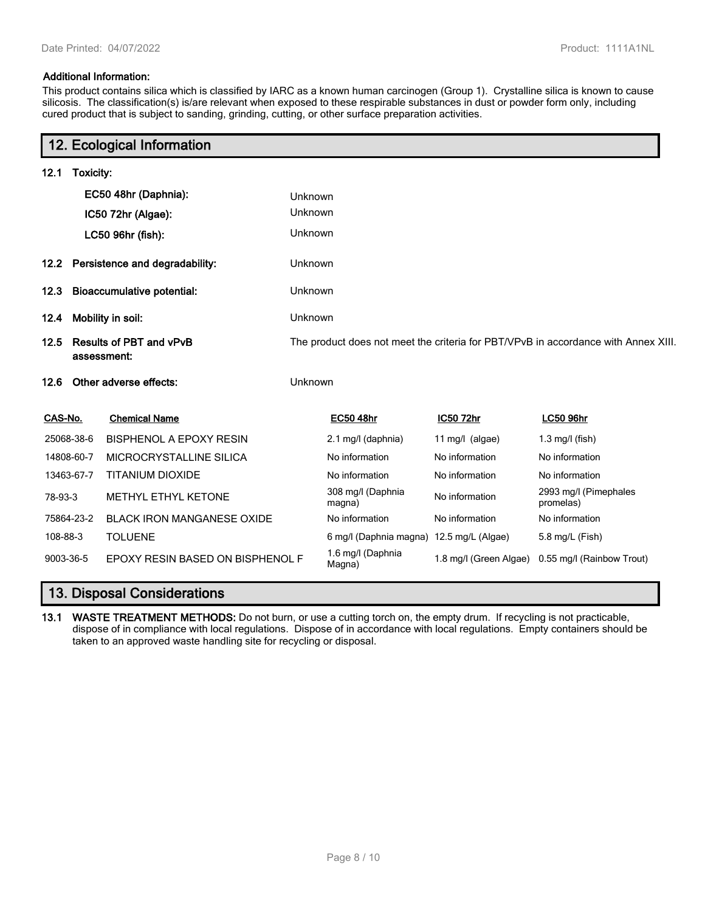**Additional Information:**

This product contains silica which is classified by IARC as a known human carcinogen (Group 1). Crystalline silica is known to cause silicosis. The classification(s) is/are relevant when exposed to these respirable substances in dust or powder form only, including cured product that is subject to sanding, grinding, cutting, or other surface preparation activities.

## 12. Ecological Information

**12.1 Toxicity:**

| | |
|---|---|
| **EC50 48hr (Daphnia):** | Unknown |
| **IC50 72hr (Algae):** | Unknown |
| **LC50 96hr (fish):** | Unknown |

**12.2 Persistence and degradability:** Unknown

**12.3 Bioaccumulative potential:** Unknown

**12.4 Mobility in soil:** Unknown

**12.5 Results of PBT and vPvB assessment:** The product does not meet the criteria for PBT/VPvB in accordance with Annex XIII.

**12.6 Other adverse effects:** Unknown

| CAS-No. | Chemical Name | EC50 48hr | IC50 72hr | LC50 96hr |
|---|---|---|---|---|
| 25068-38-6 | BISPHENOL A EPOXY RESIN | 2.1 mg/l (daphnia) | 11 mg/l (algae) | 1.3 mg/l (fish) |
| 14808-60-7 | MICROCRYSTALLINE SILICA | No information | No information | No information |
| 13463-67-7 | TITANIUM DIOXIDE | No information | No information | No information |
| 78-93-3 | METHYL ETHYL KETONE | 308 mg/l (Daphnia magna) | No information | 2993 mg/l (Pimephales promelas) |
| 75864-23-2 | BLACK IRON MANGANESE OXIDE | No information | No information | No information |
| 108-88-3 | TOLUENE | 6 mg/l (Daphnia magna) | 12.5 mg/L (Algae) | 5.8 mg/L (Fish) |
| 9003-36-5 | EPOXY RESIN BASED ON BISPHENOL F | 1.6 mg/l (Daphnia Magna) | 1.8 mg/l (Green Algae) | 0.55 mg/l (Rainbow Trout) |

## 13. Disposal Considerations

**13.1 WASTE TREATMENT METHODS:** Do not burn, or use a cutting torch on, the empty drum. If recycling is not practicable, dispose of in compliance with local regulations. Dispose of in accordance with local regulations. Empty containers should be taken to an approved waste handling site for recycling or disposal.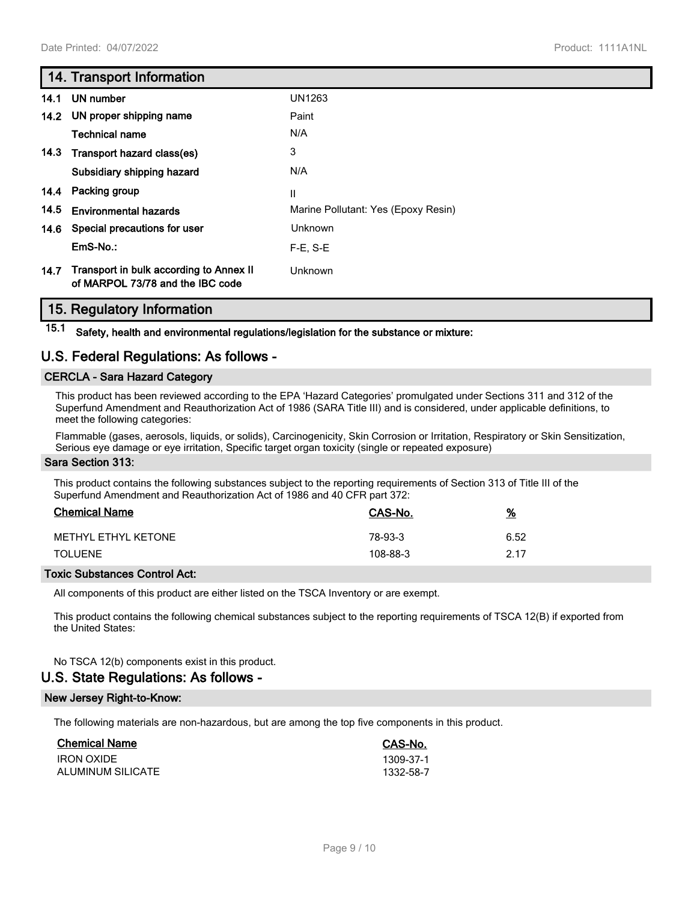## 14. Transport Information

| | | |
|---|---|---|
| 14.1 | UN number | UN1263 |
| 14.2 | UN proper shipping name | Paint |
| | Technical name | N/A |
| 14.3 | Transport hazard class(es) | 3 |
| | Subsidiary shipping hazard | N/A |
| 14.4 | Packing group | II |
| 14.5 | Environmental hazards | Marine Pollutant: Yes (Epoxy Resin) |
| 14.6 | Special precautions for user | Unknown |
| | EmS-No.: | F-E, S-E |
| 14.7 | Transport in bulk according to Annex II of MARPOL 73/78 and the IBC code | Unknown |

## 15. Regulatory Information

**15.1 Safety, health and environmental regulations/legislation for the substance or mixture:**

## U.S. Federal Regulations: As follows -

### CERCLA - Sara Hazard Category

This product has been reviewed according to the EPA 'Hazard Categories' promulgated under Sections 311 and 312 of the Superfund Amendment and Reauthorization Act of 1986 (SARA Title III) and is considered, under applicable definitions, to meet the following categories:

Flammable (gases, aerosols, liquids, or solids), Carcinogenicity, Skin Corrosion or Irritation, Respiratory or Skin Sensitization, Serious eye damage or eye irritation, Specific target organ toxicity (single or repeated exposure)

### Sara Section 313:

This product contains the following substances subject to the reporting requirements of Section 313 of Title III of the Superfund Amendment and Reauthorization Act of 1986 and 40 CFR part 372:

| Chemical Name | CAS-No. | % |
|---|---|---|
| METHYL ETHYL KETONE | 78-93-3 | 6.52 |
| TOLUENE | 108-88-3 | 2.17 |

### Toxic Substances Control Act:

All components of this product are either listed on the TSCA Inventory or are exempt.

This product contains the following chemical substances subject to the reporting requirements of TSCA 12(B) if exported from the United States:

No TSCA 12(b) components exist in this product.

## U.S. State Regulations: As follows -

### New Jersey Right-to-Know:

The following materials are non-hazardous, but are among the top five components in this product.

| Chemical Name | CAS-No. |
|---|---|
| IRON OXIDE | 1309-37-1 |
| ALUMINUM SILICATE | 1332-58-7 |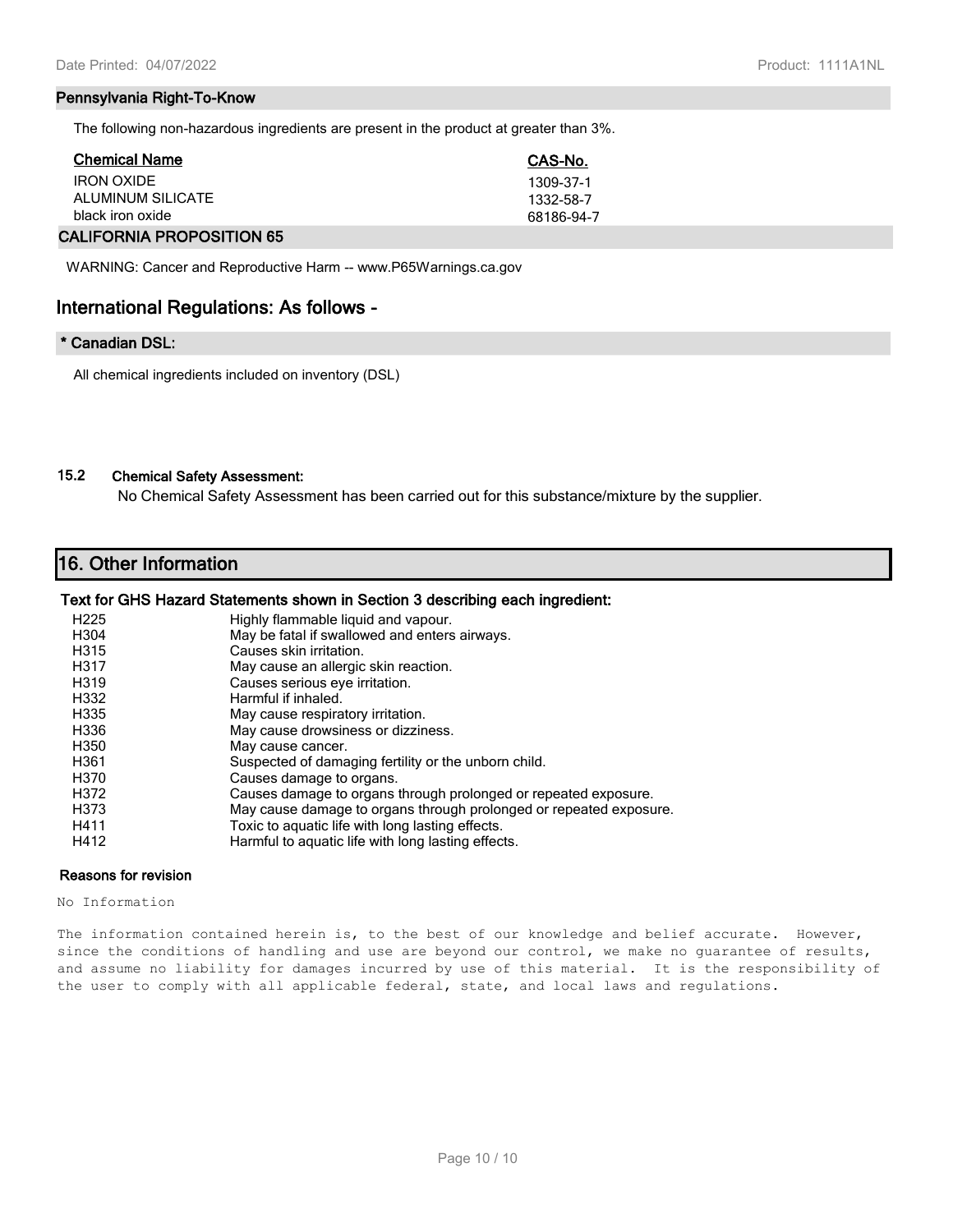### Pennsylvania Right-To-Know

The following non-hazardous ingredients are present in the product at greater than 3%.

| Chemical Name | CAS-No. |
|---|---|
| IRON OXIDE | 1309-37-1 |
| ALUMINUM SILICATE | 1332-58-7 |
| black iron oxide | 68186-94-7 |

### CALIFORNIA PROPOSITION 65

WARNING: Cancer and Reproductive Harm -- www.P65Warnings.ca.gov

## International Regulations: As follows -

### * Canadian DSL:

All chemical ingredients included on inventory (DSL)

### 15.2 Chemical Safety Assessment:

No Chemical Safety Assessment has been carried out for this substance/mixture by the supplier.

## 16. Other Information

### Text for GHS Hazard Statements shown in Section 3 describing each ingredient:

| | |
|---|---|
| H225 | Highly flammable liquid and vapour. |
| H304 | May be fatal if swallowed and enters airways. |
| H315 | Causes skin irritation. |
| H317 | May cause an allergic skin reaction. |
| H319 | Causes serious eye irritation. |
| H332 | Harmful if inhaled. |
| H335 | May cause respiratory irritation. |
| H336 | May cause drowsiness or dizziness. |
| H350 | May cause cancer. |
| H361 | Suspected of damaging fertility or the unborn child. |
| H370 | Causes damage to organs. |
| H372 | Causes damage to organs through prolonged or repeated exposure. |
| H373 | May cause damage to organs through prolonged or repeated exposure. |
| H411 | Toxic to aquatic life with long lasting effects. |
| H412 | Harmful to aquatic life with long lasting effects. |

### Reasons for revision

No Information

The information contained herein is, to the best of our knowledge and belief accurate. However, since the conditions of handling and use are beyond our control, we make no guarantee of results, and assume no liability for damages incurred by use of this material. It is the responsibility of the user to comply with all applicable federal, state, and local laws and regulations.